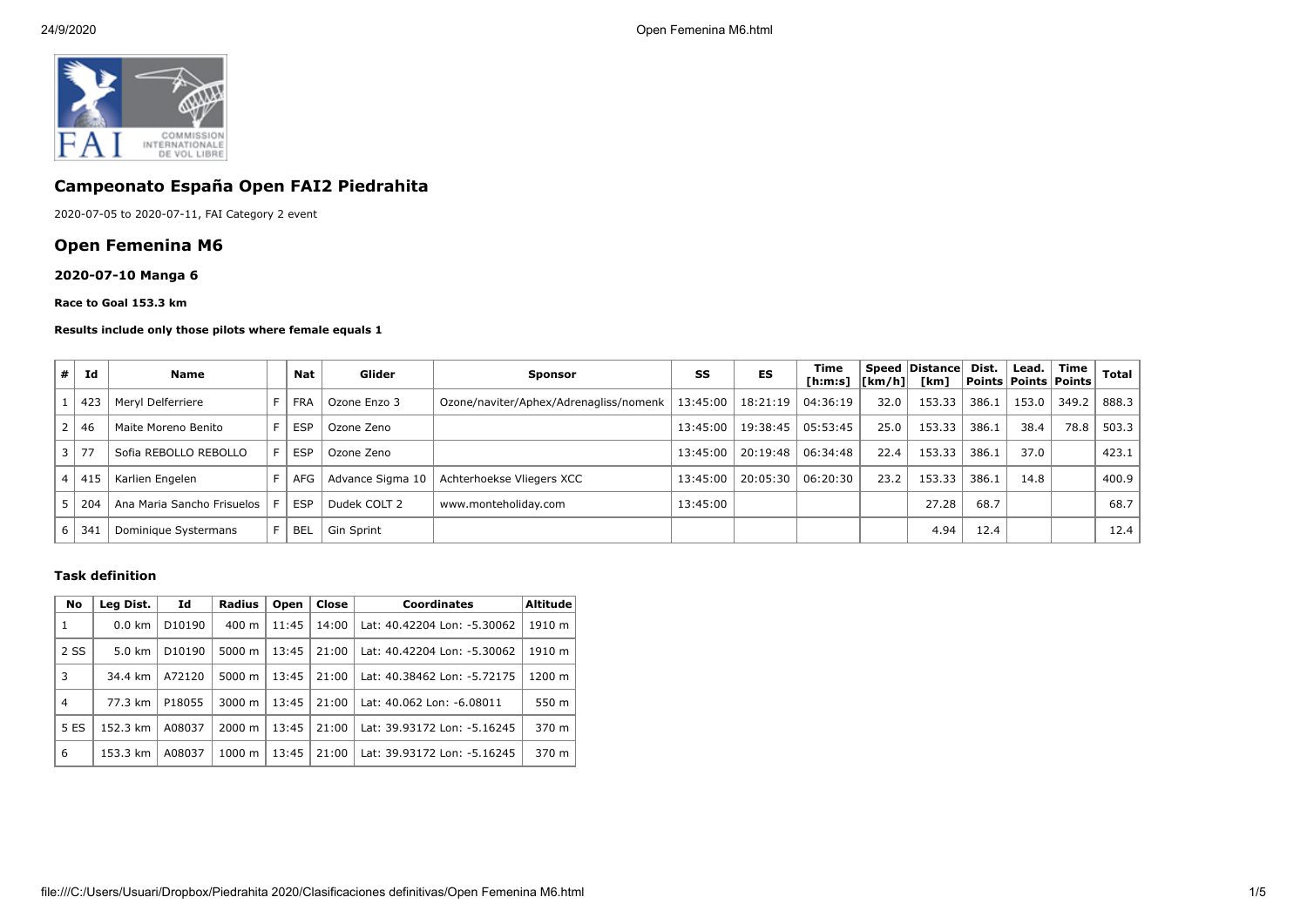# Campeonato España Open FAI2 Piedrahita

2020-07-05 to 2020-07-11, FAI Category 2 event

## Open Femenina M6

### 2020-07-10 Manga 6

**Race to Goal 153.3 km**

**Results include only those pilots where female equals 1**

| # | Id | Name | | Nat | Glider | Sponsor | SS | ES | Time [h:m:s] | Speed [km/h] | Distance [km] | Dist. Points | Lead. Points | Time Points | Total |
|---|---|---|---|---|---|---|---|---|---|---|---|---|---|---|---|
| 1 | 423 | Meryl Delferriere | F | FRA | Ozone Enzo 3 | Ozone/naviter/Aphex/Adrenagliss/nomenk | 13:45:00 | 18:21:19 | 04:36:19 | 32.0 | 153.33 | 386.1 | 153.0 | 349.2 | 888.3 |
| 2 | 46 | Maite Moreno Benito | F | ESP | Ozone Zeno | | 13:45:00 | 19:38:45 | 05:53:45 | 25.0 | 153.33 | 386.1 | 38.4 | 78.8 | 503.3 |
| 3 | 77 | Sofia REBOLLO REBOLLO | F | ESP | Ozone Zeno | | 13:45:00 | 20:19:48 | 06:34:48 | 22.4 | 153.33 | 386.1 | 37.0 | | 423.1 |
| 4 | 415 | Karlien Engelen | F | AFG | Advance Sigma 10 | Achterhoekse Vliegers XCC | 13:45:00 | 20:05:30 | 06:20:30 | 23.2 | 153.33 | 386.1 | 14.8 | | 400.9 |
| 5 | 204 | Ana Maria Sancho Frisuelos | F | ESP | Dudek COLT 2 | www.monteholiday.com | 13:45:00 | | | | 27.28 | 68.7 | | | 68.7 |
| 6 | 341 | Dominique Systermans | F | BEL | Gin Sprint | | | | | | 4.94 | 12.4 | | | 12.4 |

### Task definition

| No | Leg Dist. | Id | Radius | Open | Close | Coordinates | Altitude |
|---|---|---|---|---|---|---|---|
| 1 | 0.0 km | D10190 | 400 m | 11:45 | 14:00 | Lat: 40.42204 Lon: -5.30062 | 1910 m |
| 2 SS | 5.0 km | D10190 | 5000 m | 13:45 | 21:00 | Lat: 40.42204 Lon: -5.30062 | 1910 m |
| 3 | 34.4 km | A72120 | 5000 m | 13:45 | 21:00 | Lat: 40.38462 Lon: -5.72175 | 1200 m |
| 4 | 77.3 km | P18055 | 3000 m | 13:45 | 21:00 | Lat: 40.062 Lon: -6.08011 | 550 m |
| 5 ES | 152.3 km | A08037 | 2000 m | 13:45 | 21:00 | Lat: 39.93172 Lon: -5.16245 | 370 m |
| 6 | 153.3 km | A08037 | 1000 m | 13:45 | 21:00 | Lat: 39.93172 Lon: -5.16245 | 370 m |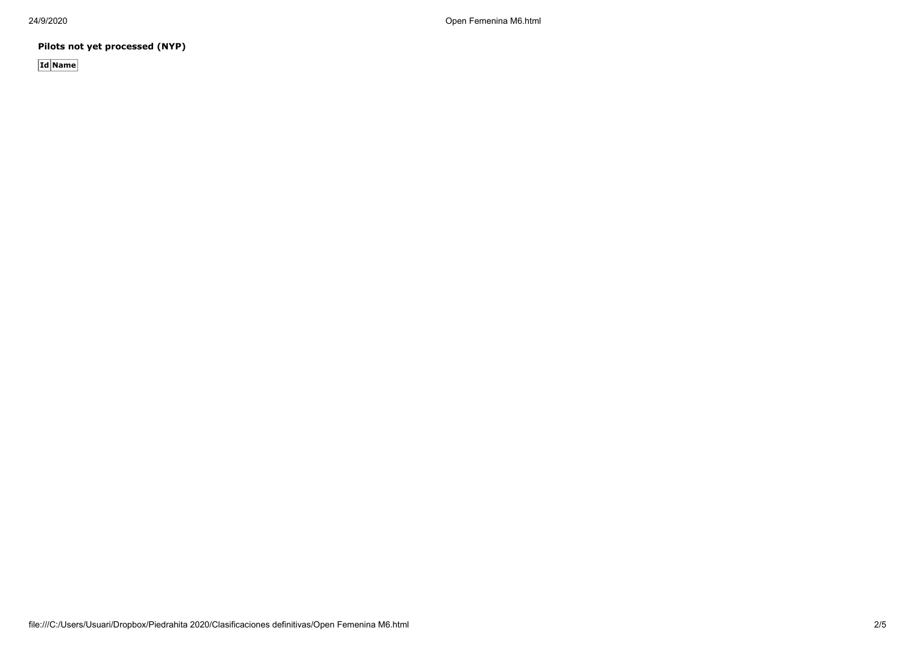**Pilots not yet processed (NYP)**

| Id | Name |
|---|---|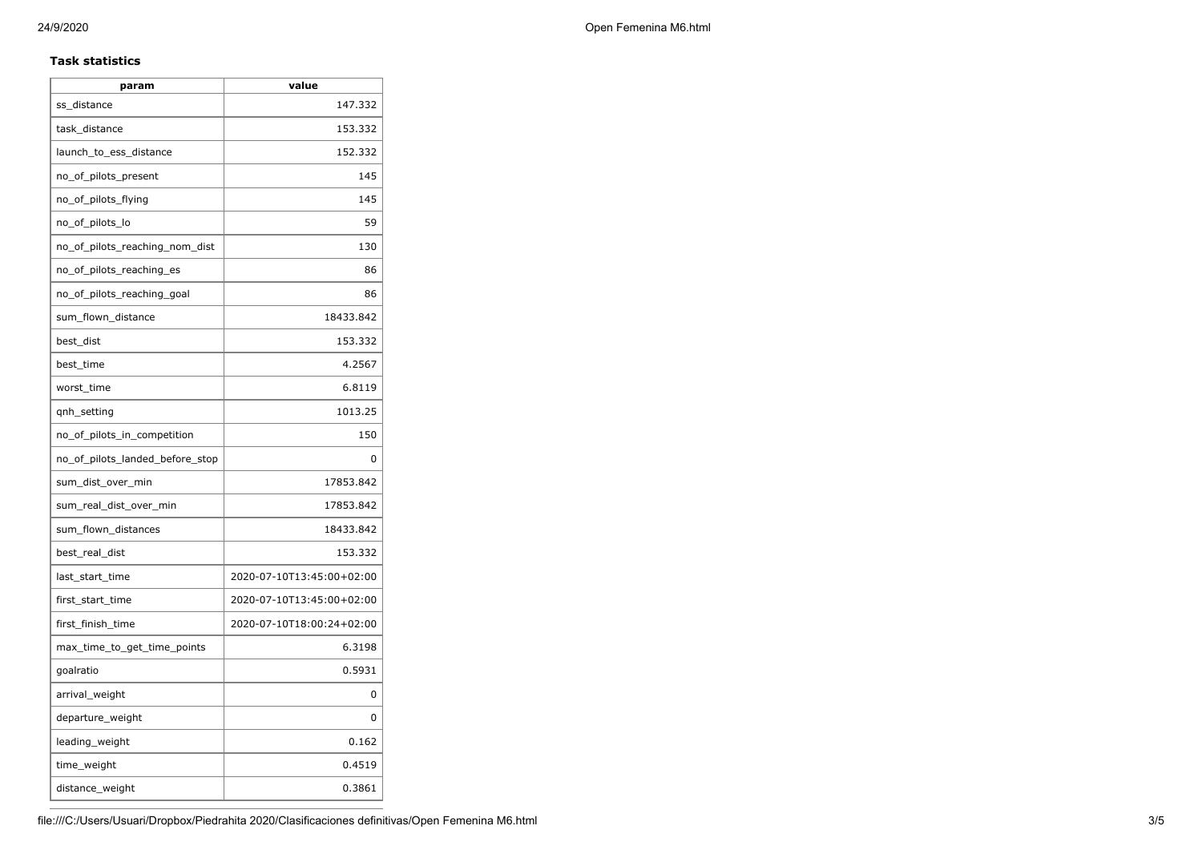### Task statistics

| param | value |
|---|---|
| ss_distance | 147.332 |
| task_distance | 153.332 |
| launch_to_ess_distance | 152.332 |
| no_of_pilots_present | 145 |
| no_of_pilots_flying | 145 |
| no_of_pilots_lo | 59 |
| no_of_pilots_reaching_nom_dist | 130 |
| no_of_pilots_reaching_es | 86 |
| no_of_pilots_reaching_goal | 86 |
| sum_flown_distance | 18433.842 |
| best_dist | 153.332 |
| best_time | 4.2567 |
| worst_time | 6.8119 |
| qnh_setting | 1013.25 |
| no_of_pilots_in_competition | 150 |
| no_of_pilots_landed_before_stop | 0 |
| sum_dist_over_min | 17853.842 |
| sum_real_dist_over_min | 17853.842 |
| sum_flown_distances | 18433.842 |
| best_real_dist | 153.332 |
| last_start_time | 2020-07-10T13:45:00+02:00 |
| first_start_time | 2020-07-10T13:45:00+02:00 |
| first_finish_time | 2020-07-10T18:00:24+02:00 |
| max_time_to_get_time_points | 6.3198 |
| goalratio | 0.5931 |
| arrival_weight | 0 |
| departure_weight | 0 |
| leading_weight | 0.162 |
| time_weight | 0.4519 |
| distance_weight | 0.3861 |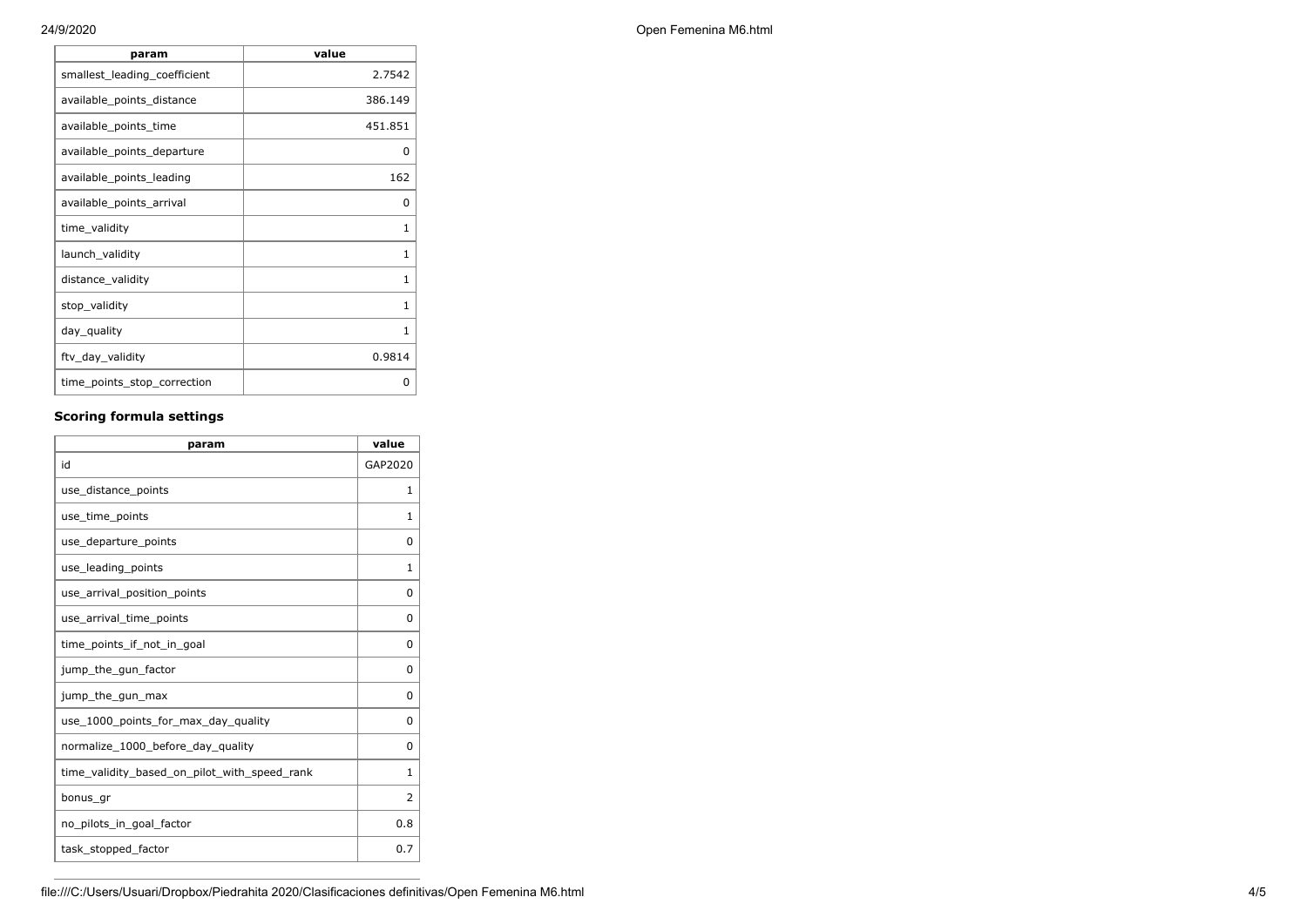| param | value |
| --- | --- |
| smallest_leading_coefficient | 2.7542 |
| available_points_distance | 386.149 |
| available_points_time | 451.851 |
| available_points_departure | 0 |
| available_points_leading | 162 |
| available_points_arrival | 0 |
| time_validity | 1 |
| launch_validity | 1 |
| distance_validity | 1 |
| stop_validity | 1 |
| day_quality | 1 |
| ftv_day_validity | 0.9814 |
| time_points_stop_correction | 0 |

### Scoring formula settings

| param | value |
| --- | --- |
| id | GAP2020 |
| use_distance_points | 1 |
| use_time_points | 1 |
| use_departure_points | 0 |
| use_leading_points | 1 |
| use_arrival_position_points | 0 |
| use_arrival_time_points | 0 |
| time_points_if_not_in_goal | 0 |
| jump_the_gun_factor | 0 |
| jump_the_gun_max | 0 |
| use_1000_points_for_max_day_quality | 0 |
| normalize_1000_before_day_quality | 0 |
| time_validity_based_on_pilot_with_speed_rank | 1 |
| bonus_gr | 2 |
| no_pilots_in_goal_factor | 0.8 |
| task_stopped_factor | 0.7 |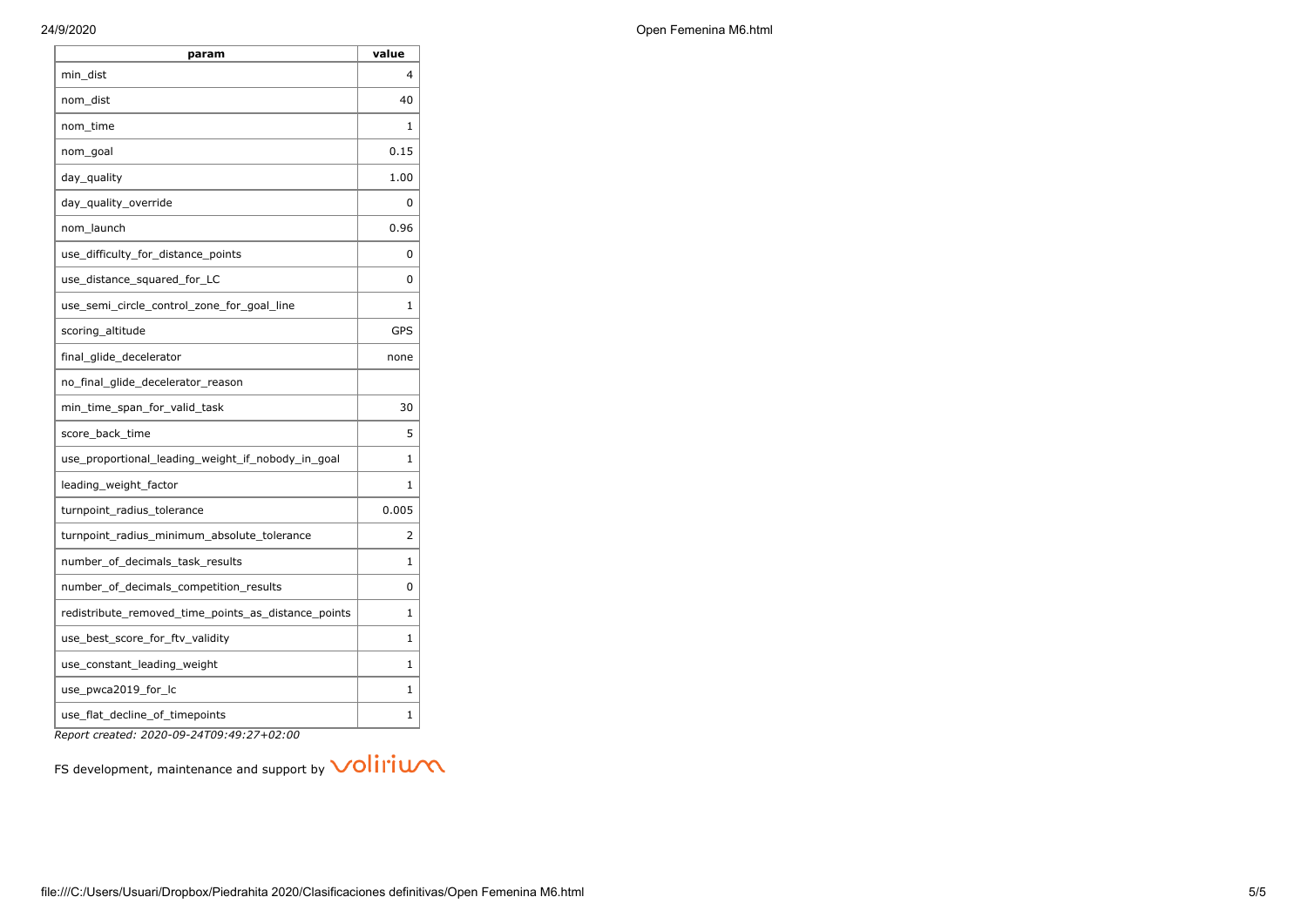| param | value |
| --- | --- |
| min_dist | 4 |
| nom_dist | 40 |
| nom_time | 1 |
| nom_goal | 0.15 |
| day_quality | 1.00 |
| day_quality_override | 0 |
| nom_launch | 0.96 |
| use_difficulty_for_distance_points | 0 |
| use_distance_squared_for_LC | 0 |
| use_semi_circle_control_zone_for_goal_line | 1 |
| scoring_altitude | GPS |
| final_glide_decelerator | none |
| no_final_glide_decelerator_reason | |
| min_time_span_for_valid_task | 30 |
| score_back_time | 5 |
| use_proportional_leading_weight_if_nobody_in_goal | 1 |
| leading_weight_factor | 1 |
| turnpoint_radius_tolerance | 0.005 |
| turnpoint_radius_minimum_absolute_tolerance | 2 |
| number_of_decimals_task_results | 1 |
| number_of_decimals_competition_results | 0 |
| redistribute_removed_time_points_as_distance_points | 1 |
| use_best_score_for_ftv_validity | 1 |
| use_constant_leading_weight | 1 |
| use_pwca2019_for_lc | 1 |
| use_flat_decline_of_timepoints | 1 |

*Report created: 2020-09-24T09:49:27+02:00*

FS development, maintenance and support by volirium